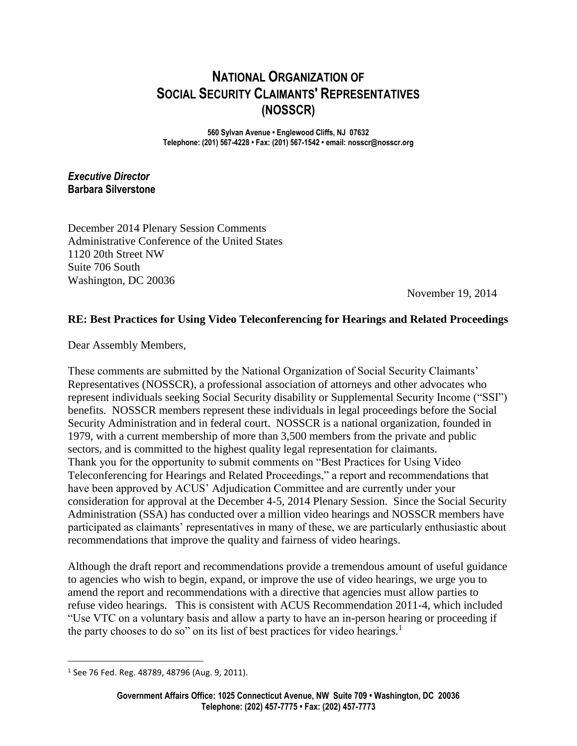# National Organization of Social Security Claimants' Representatives (NOSSCR)

**560 Sylvan Avenue • Englewood Cliffs, NJ 07632**
**Telephone: (201) 567-4228 • Fax: (201) 567-1542 • email: nosscr@nosscr.org**

***Executive Director***
**Barbara Silverstone**

December 2014 Plenary Session Comments
Administrative Conference of the United States
1120 20th Street NW
Suite 706 South
Washington, DC 20036

November 19, 2014

**RE: Best Practices for Using Video Teleconferencing for Hearings and Related Proceedings**

Dear Assembly Members,

These comments are submitted by the National Organization of Social Security Claimants' Representatives (NOSSCR), a professional association of attorneys and other advocates who represent individuals seeking Social Security disability or Supplemental Security Income ("SSI") benefits. NOSSCR members represent these individuals in legal proceedings before the Social Security Administration and in federal court. NOSSCR is a national organization, founded in 1979, with a current membership of more than 3,500 members from the private and public sectors, and is committed to the highest quality legal representation for claimants.
Thank you for the opportunity to submit comments on "Best Practices for Using Video Teleconferencing for Hearings and Related Proceedings," a report and recommendations that have been approved by ACUS' Adjudication Committee and are currently under your consideration for approval at the December 4-5, 2014 Plenary Session. Since the Social Security Administration (SSA) has conducted over a million video hearings and NOSSCR members have participated as claimants' representatives in many of these, we are particularly enthusiastic about recommendations that improve the quality and fairness of video hearings.

Although the draft report and recommendations provide a tremendous amount of useful guidance to agencies who wish to begin, expand, or improve the use of video hearings, we urge you to amend the report and recommendations with a directive that agencies must allow parties to refuse video hearings. This is consistent with ACUS Recommendation 2011-4, which included "Use VTC on a voluntary basis and allow a party to have an in-person hearing or proceeding if the party chooses to do so" on its list of best practices for video hearings.[1]

[1] See 76 Fed. Reg. 48789, 48796 (Aug. 9, 2011).

**Government Affairs Office: 1025 Connecticut Avenue, NW Suite 709 • Washington, DC 20036**
**Telephone: (202) 457-7775 • Fax: (202) 457-7773**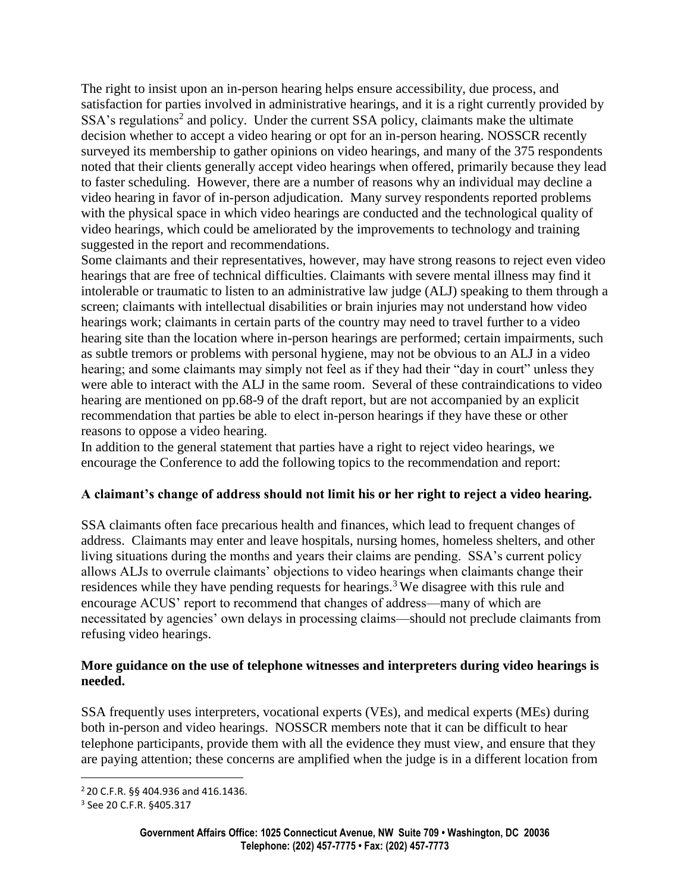The right to insist upon an in-person hearing helps ensure accessibility, due process, and satisfaction for parties involved in administrative hearings, and it is a right currently provided by SSA's regulations[2] and policy. Under the current SSA policy, claimants make the ultimate decision whether to accept a video hearing or opt for an in-person hearing. NOSSCR recently surveyed its membership to gather opinions on video hearings, and many of the 375 respondents noted that their clients generally accept video hearings when offered, primarily because they lead to faster scheduling. However, there are a number of reasons why an individual may decline a video hearing in favor of in-person adjudication. Many survey respondents reported problems with the physical space in which video hearings are conducted and the technological quality of video hearings, which could be ameliorated by the improvements to technology and training suggested in the report and recommendations.

Some claimants and their representatives, however, may have strong reasons to reject even video hearings that are free of technical difficulties. Claimants with severe mental illness may find it intolerable or traumatic to listen to an administrative law judge (ALJ) speaking to them through a screen; claimants with intellectual disabilities or brain injuries may not understand how video hearings work; claimants in certain parts of the country may need to travel further to a video hearing site than the location where in-person hearings are performed; certain impairments, such as subtle tremors or problems with personal hygiene, may not be obvious to an ALJ in a video hearing; and some claimants may simply not feel as if they had their "day in court" unless they were able to interact with the ALJ in the same room. Several of these contraindications to video hearing are mentioned on pp.68-9 of the draft report, but are not accompanied by an explicit recommendation that parties be able to elect in-person hearings if they have these or other reasons to oppose a video hearing.

In addition to the general statement that parties have a right to reject video hearings, we encourage the Conference to add the following topics to the recommendation and report:

**A claimant's change of address should not limit his or her right to reject a video hearing.**

SSA claimants often face precarious health and finances, which lead to frequent changes of address. Claimants may enter and leave hospitals, nursing homes, homeless shelters, and other living situations during the months and years their claims are pending. SSA's current policy allows ALJs to overrule claimants' objections to video hearings when claimants change their residences while they have pending requests for hearings.[3] We disagree with this rule and encourage ACUS' report to recommend that changes of address—many of which are necessitated by agencies' own delays in processing claims—should not preclude claimants from refusing video hearings.

**More guidance on the use of telephone witnesses and interpreters during video hearings is needed.**

SSA frequently uses interpreters, vocational experts (VEs), and medical experts (MEs) during both in-person and video hearings. NOSSCR members note that it can be difficult to hear telephone participants, provide them with all the evidence they must view, and ensure that they are paying attention; these concerns are amplified when the judge is in a different location from

---

[2] 20 C.F.R. §§ 404.936 and 416.1436.

[3] See 20 C.F.R. §405.317

**Government Affairs Office: 1025 Connecticut Avenue, NW Suite 709 • Washington, DC 20036**
**Telephone: (202) 457-7775 • Fax: (202) 457-7773**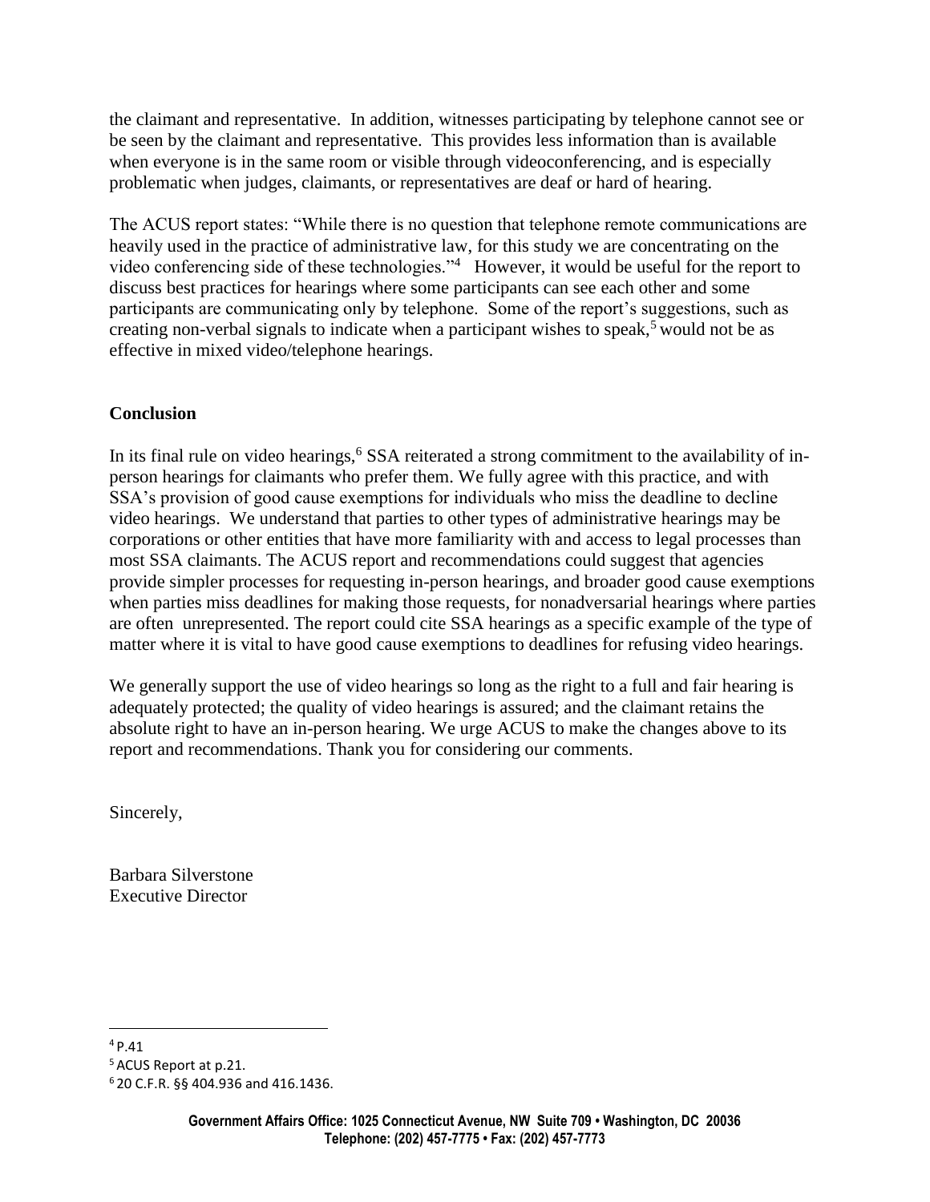the claimant and representative. In addition, witnesses participating by telephone cannot see or be seen by the claimant and representative. This provides less information than is available when everyone is in the same room or visible through videoconferencing, and is especially problematic when judges, claimants, or representatives are deaf or hard of hearing.

The ACUS report states: "While there is no question that telephone remote communications are heavily used in the practice of administrative law, for this study we are concentrating on the video conferencing side of these technologies."[4] However, it would be useful for the report to discuss best practices for hearings where some participants can see each other and some participants are communicating only by telephone. Some of the report's suggestions, such as creating non-verbal signals to indicate when a participant wishes to speak,[5] would not be as effective in mixed video/telephone hearings.

**Conclusion**

In its final rule on video hearings,[6] SSA reiterated a strong commitment to the availability of in-person hearings for claimants who prefer them. We fully agree with this practice, and with SSA's provision of good cause exemptions for individuals who miss the deadline to decline video hearings. We understand that parties to other types of administrative hearings may be corporations or other entities that have more familiarity with and access to legal processes than most SSA claimants. The ACUS report and recommendations could suggest that agencies provide simpler processes for requesting in-person hearings, and broader good cause exemptions when parties miss deadlines for making those requests, for nonadversarial hearings where parties are often unrepresented. The report could cite SSA hearings as a specific example of the type of matter where it is vital to have good cause exemptions to deadlines for refusing video hearings.

We generally support the use of video hearings so long as the right to a full and fair hearing is adequately protected; the quality of video hearings is assured; and the claimant retains the absolute right to have an in-person hearing. We urge ACUS to make the changes above to its report and recommendations. Thank you for considering our comments.

Sincerely,

Barbara Silverstone
Executive Director

[4] P.41
[5] ACUS Report at p.21.
[6] 20 C.F.R. §§ 404.936 and 416.1436.

**Government Affairs Office: 1025 Connecticut Avenue, NW Suite 709 • Washington, DC 20036**
**Telephone: (202) 457-7775 • Fax: (202) 457-7773**